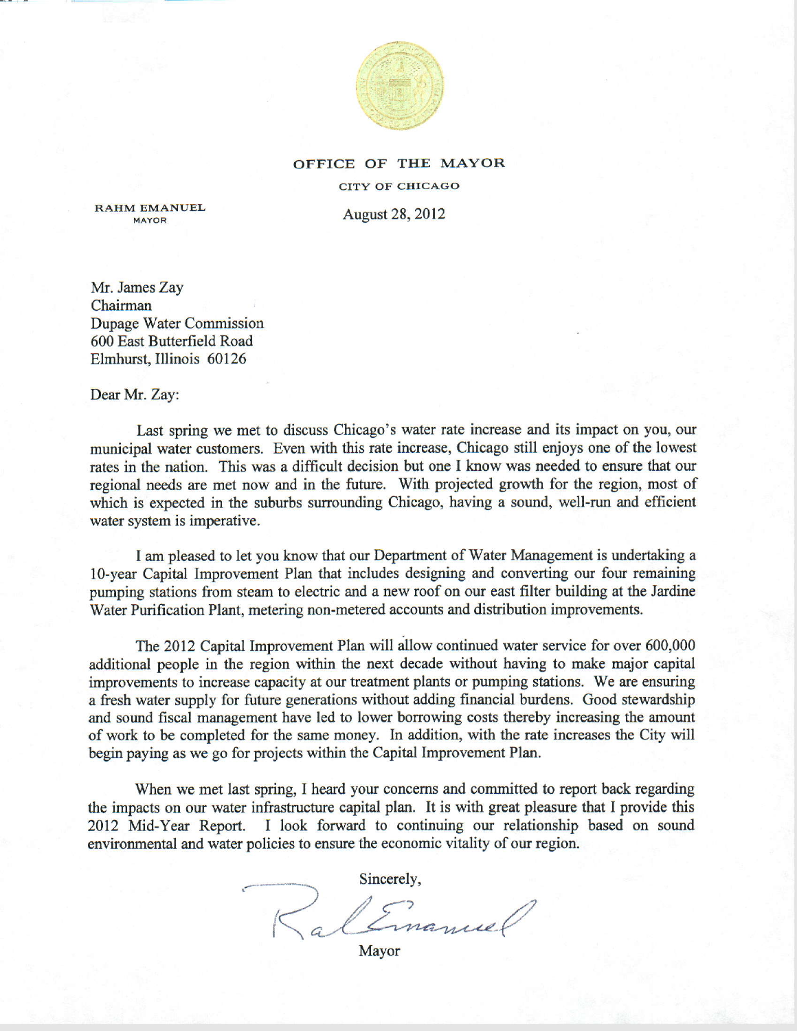**OFFICE OF THE MAYOR**

CITY OF CHICAGO

RAHM EMANUEL
MAYOR

August 28, 2012

Mr. James Zay
Chairman
Dupage Water Commission
600 East Butterfield Road
Elmhurst, Illinois 60126

Dear Mr. Zay:

Last spring we met to discuss Chicago's water rate increase and its impact on you, our municipal water customers. Even with this rate increase, Chicago still enjoys one of the lowest rates in the nation. This was a difficult decision but one I know was needed to ensure that our regional needs are met now and in the future. With projected growth for the region, most of which is expected in the suburbs surrounding Chicago, having a sound, well-run and efficient water system is imperative.

I am pleased to let you know that our Department of Water Management is undertaking a 10-year Capital Improvement Plan that includes designing and converting our four remaining pumping stations from steam to electric and a new roof on our east filter building at the Jardine Water Purification Plant, metering non-metered accounts and distribution improvements.

The 2012 Capital Improvement Plan will allow continued water service for over 600,000 additional people in the region within the next decade without having to make major capital improvements to increase capacity at our treatment plants or pumping stations. We are ensuring a fresh water supply for future generations without adding financial burdens. Good stewardship and sound fiscal management have led to lower borrowing costs thereby increasing the amount of work to be completed for the same money. In addition, with the rate increases the City will begin paying as we go for projects within the Capital Improvement Plan.

When we met last spring, I heard your concerns and committed to report back regarding the impacts on our water infrastructure capital plan. It is with great pleasure that I provide this 2012 Mid-Year Report. I look forward to continuing our relationship based on sound environmental and water policies to ensure the economic vitality of our region.

Sincerely,

Rahm Emanuel

Mayor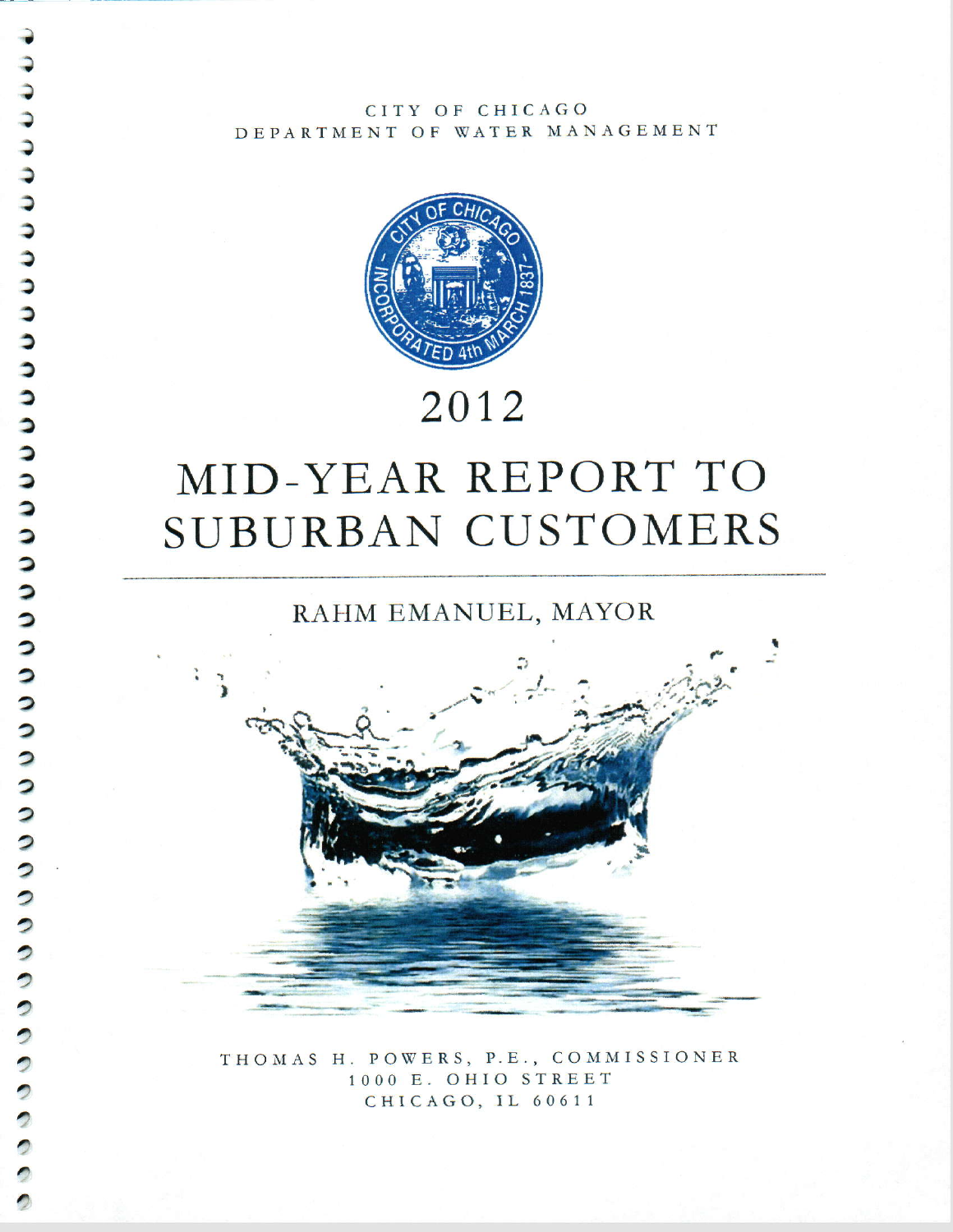CITY OF CHICAGO
DEPARTMENT OF WATER MANAGEMENT

# 2012

# MID-YEAR REPORT TO SUBURBAN CUSTOMERS

RAHM EMANUEL, MAYOR

THOMAS H. POWERS, P.E., COMMISSIONER
1000 E. OHIO STREET
CHICAGO, IL 60611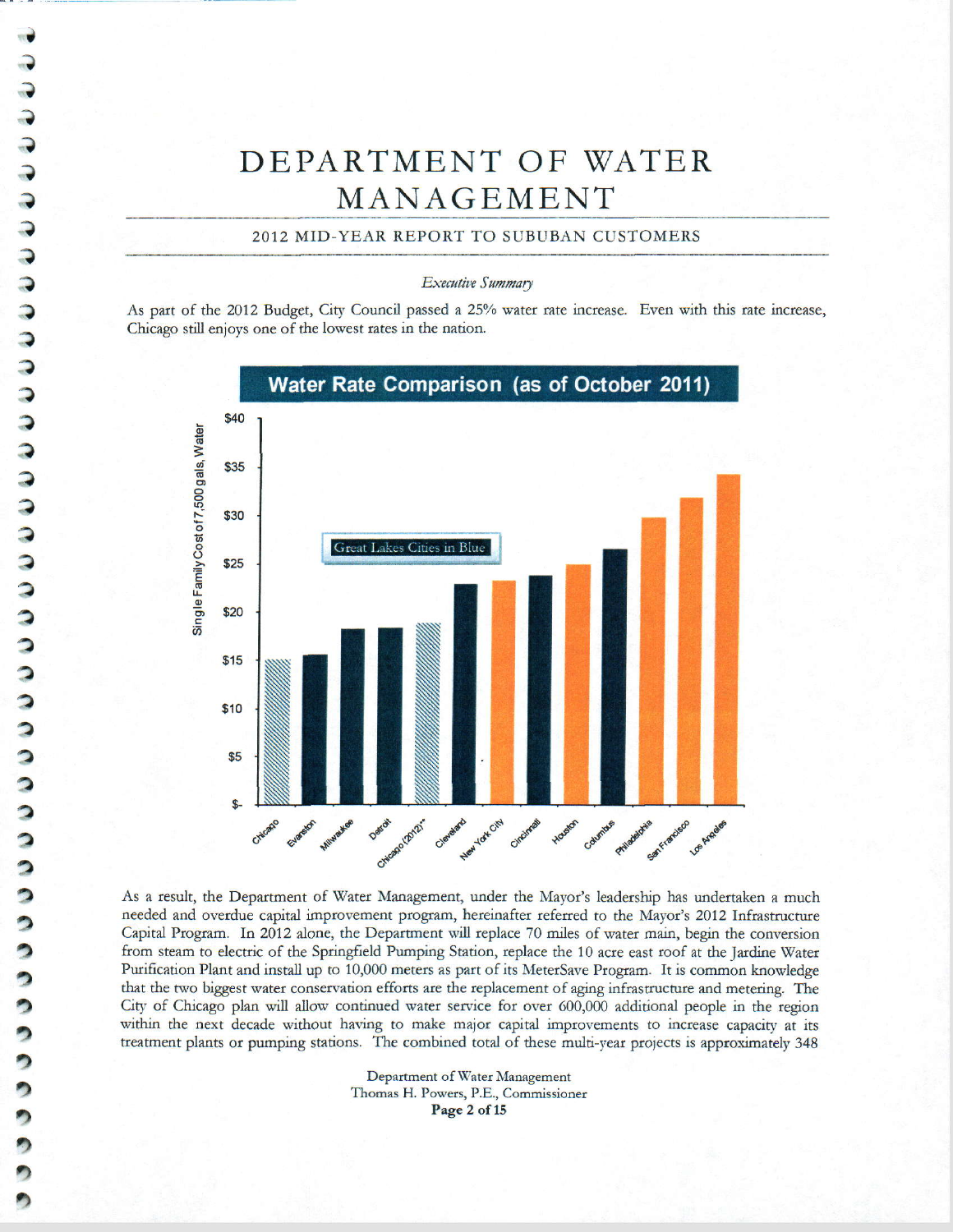# DEPARTMENT OF WATER MANAGEMENT

2012 MID-YEAR REPORT TO SUBUBAN CUSTOMERS

*Executive Summary*

As part of the 2012 Budget, City Council passed a 25% water rate increase. Even with this rate increase, Chicago still enjoys one of the lowest rates in the nation.

Water Rate Comparison (as of October 2011)

Single Family Cost of 7,500 gals, Water

$40
$35
$30
$25
$20
$15
$10
$5
$-

Great Lakes Cities in Blue

Chicago
Evanston
Milwaukee
Detroit
Chicago (2012)**
Cleveland
New York City
Cincinnati
Houston
Columbus
Philadelphia
San Francisco
Los Angeles

As a result, the Department of Water Management, under the Mayor's leadership has undertaken a much needed and overdue capital improvement program, hereinafter referred to the Mayor's 2012 Infrastructure Capital Program. In 2012 alone, the Department will replace 70 miles of water main, begin the conversion from steam to electric of the Springfield Pumping Station, replace the 10 acre east roof at the Jardine Water Purification Plant and install up to 10,000 meters as part of its MeterSave Program. It is common knowledge that the two biggest water conservation efforts are the replacement of aging infrastructure and metering. The City of Chicago plan will allow continued water service for over 600,000 additional people in the region within the next decade without having to make major capital improvements to increase capacity at its treatment plants or pumping stations. The combined total of these multi-year projects is approximately 348

Department of Water Management
Thomas H. Powers, P.E., Commissioner